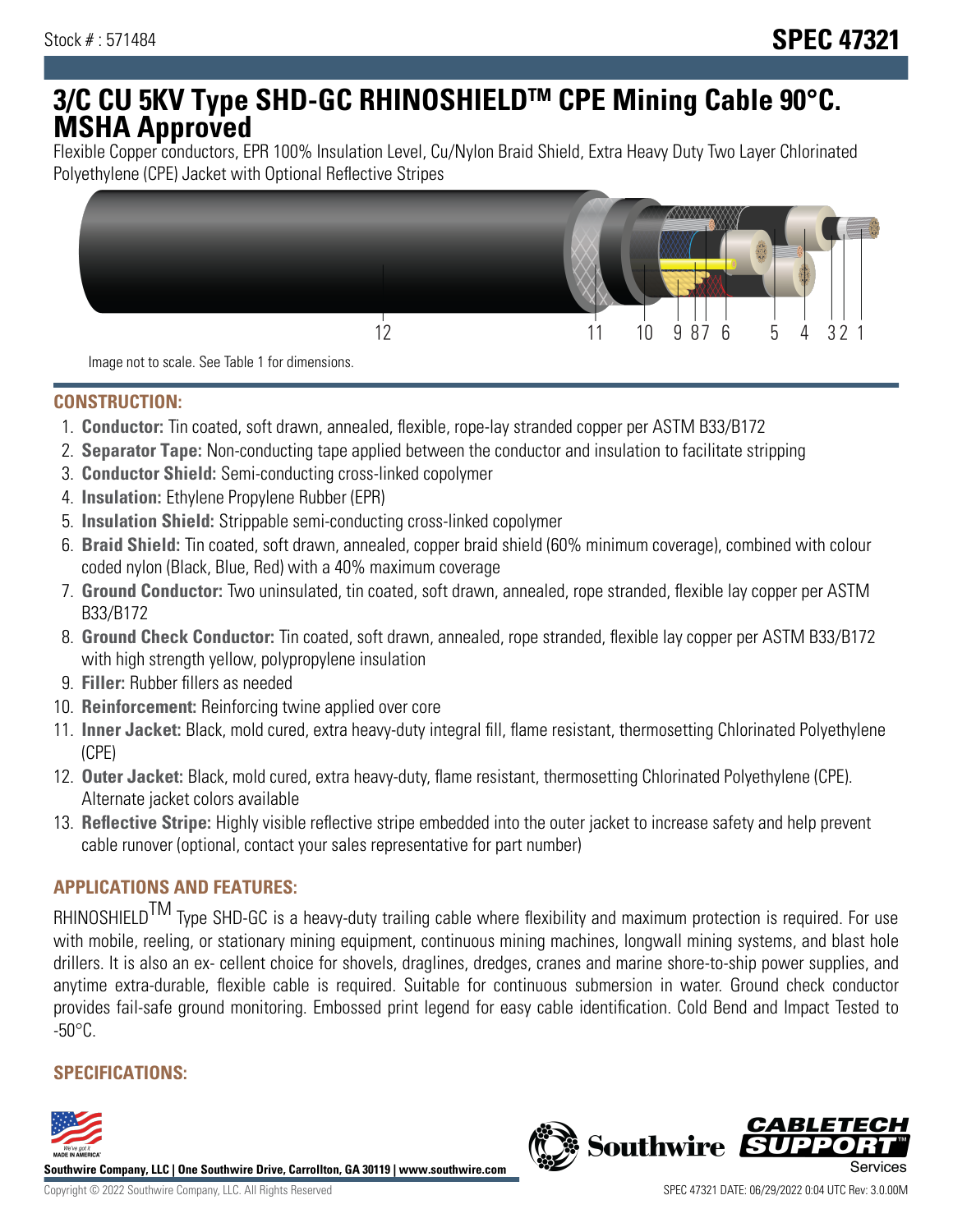Stock # : 571484

# SPEC 47321

# 3/C CU 5KV Type SHD-GC RHINOSHIELDTM CPE Mining Cable 90°C. MSHA Approved

Flexible Copper conductors, EPR 100% Insulation Level, Cu/Nylon Braid Shield, Extra Heavy Duty Two Layer Chlorinated Polyethylene (CPE) Jacket with Optional Reflective Stripes

12 11 10 9 8 7 6 5 4 3 2 1

Image not to scale. See Table 1 for dimensions.

## CONSTRUCTION:

1. **Conductor:** Tin coated, soft drawn, annealed, flexible, rope-lay stranded copper per ASTM B33/B172
2. **Separator Tape:** Non-conducting tape applied between the conductor and insulation to facilitate stripping
3. **Conductor Shield:** Semi-conducting cross-linked copolymer
4. **Insulation:** Ethylene Propylene Rubber (EPR)
5. **Insulation Shield:** Strippable semi-conducting cross-linked copolymer
6. **Braid Shield:** Tin coated, soft drawn, annealed, copper braid shield (60% minimum coverage), combined with colour coded nylon (Black, Blue, Red) with a 40% maximum coverage
7. **Ground Conductor:** Two uninsulated, tin coated, soft drawn, annealed, rope stranded, flexible lay copper per ASTM B33/B172
8. **Ground Check Conductor:** Tin coated, soft drawn, annealed, rope stranded, flexible lay copper per ASTM B33/B172 with high strength yellow, polypropylene insulation
9. **Filler:** Rubber fillers as needed
10. **Reinforcement:** Reinforcing twine applied over core
11. **Inner Jacket:** Black, mold cured, extra heavy-duty integral fill, flame resistant, thermosetting Chlorinated Polyethylene (CPE)
12. **Outer Jacket:** Black, mold cured, extra heavy-duty, flame resistant, thermosetting Chlorinated Polyethylene (CPE). Alternate jacket colors available
13. **Reflective Stripe:** Highly visible reflective stripe embedded into the outer jacket to increase safety and help prevent cable runover (optional, contact your sales representative for part number)

## APPLICATIONS AND FEATURES:

RHINOSHIELDTM Type SHD-GC is a heavy-duty trailing cable where flexibility and maximum protection is required. For use with mobile, reeling, or stationary mining equipment, continuous mining machines, longwall mining systems, and blast hole drillers. It is also an ex- cellent choice for shovels, draglines, dredges, cranes and marine shore-to-ship power supplies, and anytime extra-durable, flexible cable is required. Suitable for continuous submersion in water. Ground check conductor provides fail-safe ground monitoring. Embossed print legend for easy cable identification. Cold Bend and Impact Tested to -50°C.

## SPECIFICATIONS:

Southwire Company, LLC | One Southwire Drive, Carrollton, GA 30119 | www.southwire.com

Copyright © 2022 Southwire Company, LLC. All Rights Reserved

SPEC 47321 DATE: 06/29/2022 0:04 UTC Rev: 3.0.00M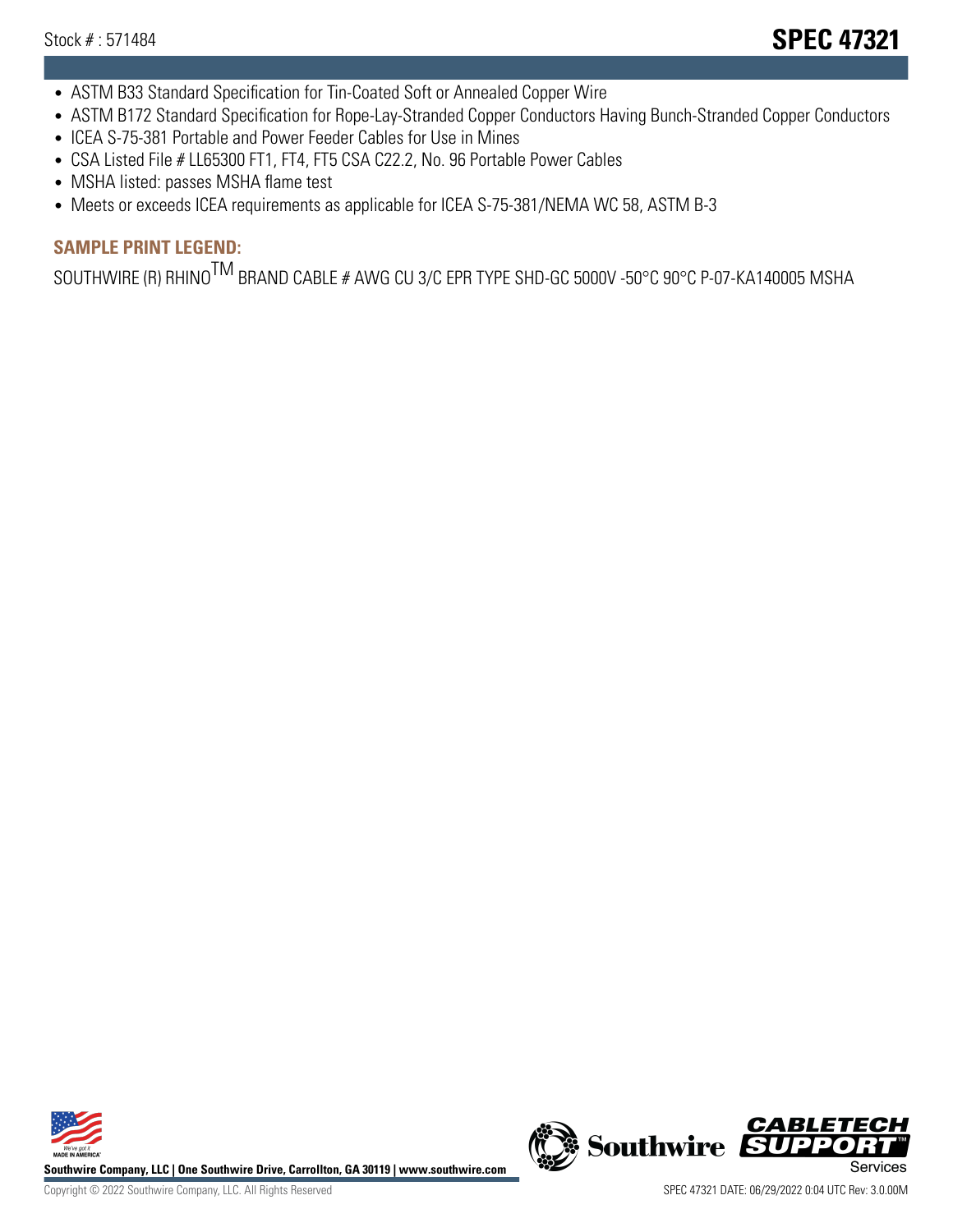- ASTM B33 Standard Specification for Tin-Coated Soft or Annealed Copper Wire
- ASTM B172 Standard Specification for Rope-Lay-Stranded Copper Conductors Having Bunch-Stranded Copper Conductors
- ICEA S-75-381 Portable and Power Feeder Cables for Use in Mines
- CSA Listed File # LL65300 FT1, FT4, FT5 CSA C22.2, No. 96 Portable Power Cables
- MSHA listed: passes MSHA flame test
- Meets or exceeds ICEA requirements as applicable for ICEA S-75-381/NEMA WC 58, ASTM B-3

### SAMPLE PRINT LEGEND:

SOUTHWIRE (R) RHINO$^{TM}$ BRAND CABLE # AWG CU 3/C EPR TYPE SHD-GC 5000V -50°C 90°C P-07-KA140005 MSHA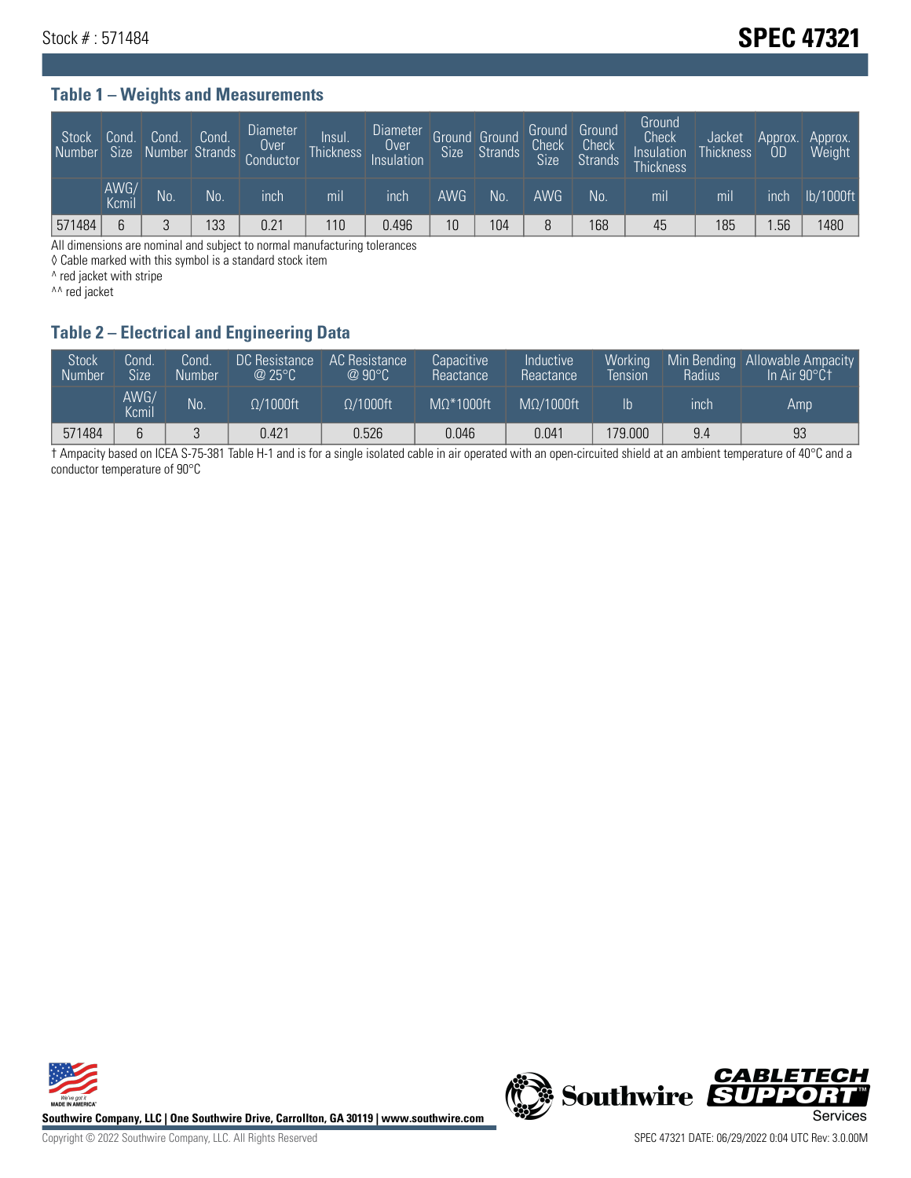Stock # : 571484

# SPEC 47321

## Table 1 – Weights and Measurements

| Stock Number | Cond. Size | Cond. Number | Cond. Strands | Diameter Over Conductor | Insul. Thickness | Diameter Over Insulation | Ground Size | Ground Strands | Ground Check Size | Ground Check Strands | Ground Check Insulation Thickness | Jacket Thickness | Approx. OD | Approx. Weight |
|---|---|---|---|---|---|---|---|---|---|---|---|---|---|---|
| | AWG/ Kcmil | No. | No. | inch | mil | inch | AWG | No. | AWG | No. | mil | mil | inch | lb/1000ft |
| 571484 | 6 | 3 | 133 | 0.21 | 110 | 0.496 | 10 | 104 | 8 | 168 | 45 | 185 | 1.56 | 1480 |

All dimensions are nominal and subject to normal manufacturing tolerances

◊ Cable marked with this symbol is a standard stock item

^ red jacket with stripe

^^ red jacket

## Table 2 – Electrical and Engineering Data

| Stock Number | Cond. Size | Cond. Number | DC Resistance @ 25°C | AC Resistance @ 90°C | Capacitive Reactance | Inductive Reactance | Working Tension | Min Bending Radius | Allowable Ampacity In Air 90°C† |
|---|---|---|---|---|---|---|---|---|---|
| | AWG/ Kcmil | No. | Ω/1000ft | Ω/1000ft | MΩ*1000ft | MΩ/1000ft | lb | inch | Amp |
| 571484 | 6 | 3 | 0.421 | 0.526 | 0.046 | 0.041 | 179.000 | 9.4 | 93 |

† Ampacity based on ICEA S-75-381 Table H-1 and is for a single isolated cable in air operated with an open-circuited shield at an ambient temperature of 40°C and a conductor temperature of 90°C

Southwire Company, LLC | One Southwire Drive, Carrollton, GA 30119 | www.southwire.com

Copyright © 2022 Southwire Company, LLC. All Rights Reserved

SPEC 47321 DATE: 06/29/2022 0:04 UTC Rev: 3.0.00M